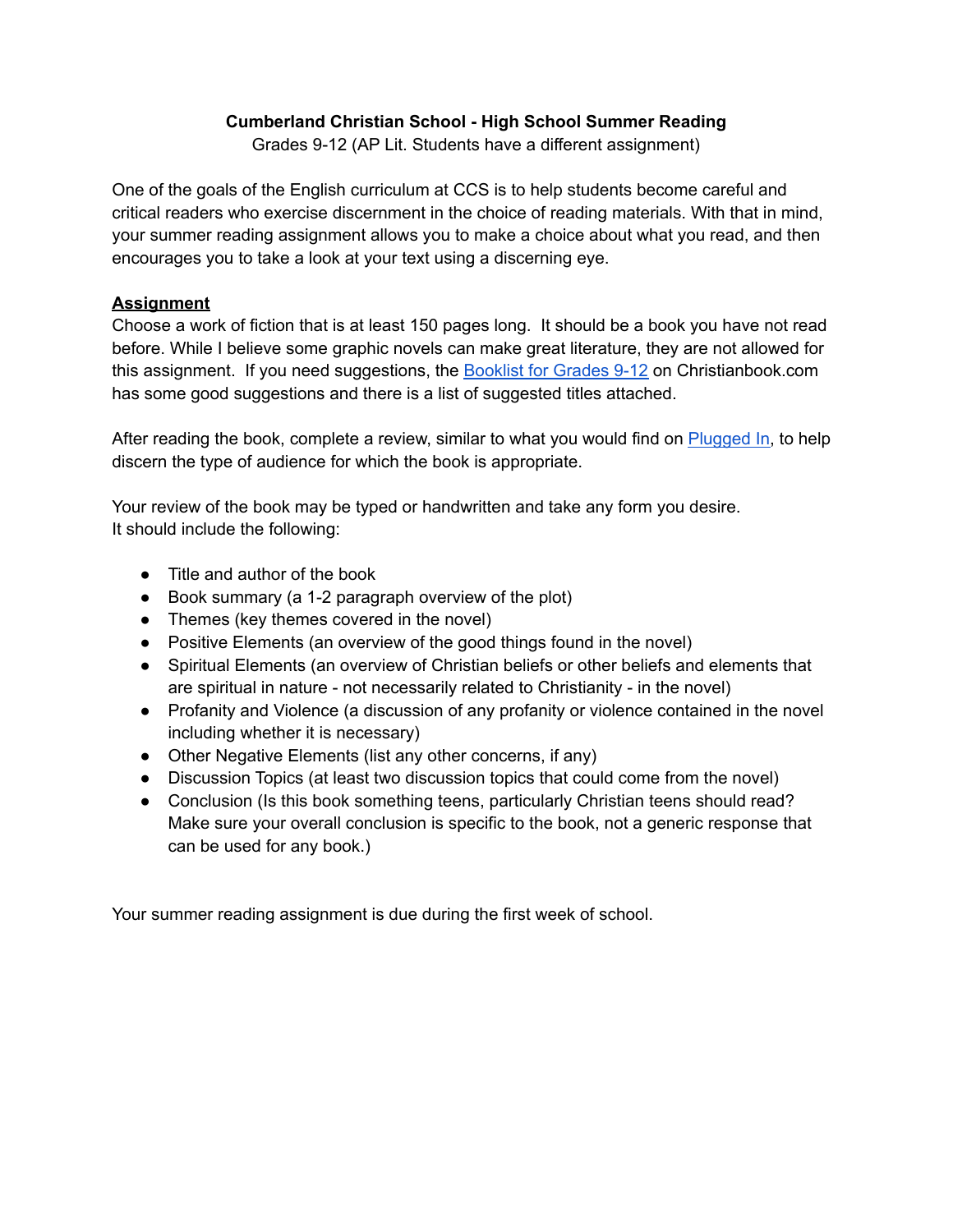**Cumberland Christian School - High School Summer Reading**

Grades 9-12 (AP Lit. Students have a different assignment)

One of the goals of the English curriculum at CCS is to help students become careful and critical readers who exercise discernment in the choice of reading materials. With that in mind, your summer reading assignment allows you to make a choice about what you read, and then encourages you to take a look at your text using a discerning eye.

**Assignment**

Choose a work of fiction that is at least 150 pages long. It should be a book you have not read before. While I believe some graphic novels can make great literature, they are not allowed for this assignment. If you need suggestions, the Booklist for Grades 9-12 on Christianbook.com has some good suggestions and there is a list of suggested titles attached.

After reading the book, complete a review, similar to what you would find on Plugged In, to help discern the type of audience for which the book is appropriate.

Your review of the book may be typed or handwritten and take any form you desire.
It should include the following:

- Title and author of the book
- Book summary (a 1-2 paragraph overview of the plot)
- Themes (key themes covered in the novel)
- Positive Elements (an overview of the good things found in the novel)
- Spiritual Elements (an overview of Christian beliefs or other beliefs and elements that are spiritual in nature - not necessarily related to Christianity - in the novel)
- Profanity and Violence (a discussion of any profanity or violence contained in the novel including whether it is necessary)
- Other Negative Elements (list any other concerns, if any)
- Discussion Topics (at least two discussion topics that could come from the novel)
- Conclusion (Is this book something teens, particularly Christian teens should read? Make sure your overall conclusion is specific to the book, not a generic response that can be used for any book.)

Your summer reading assignment is due during the first week of school.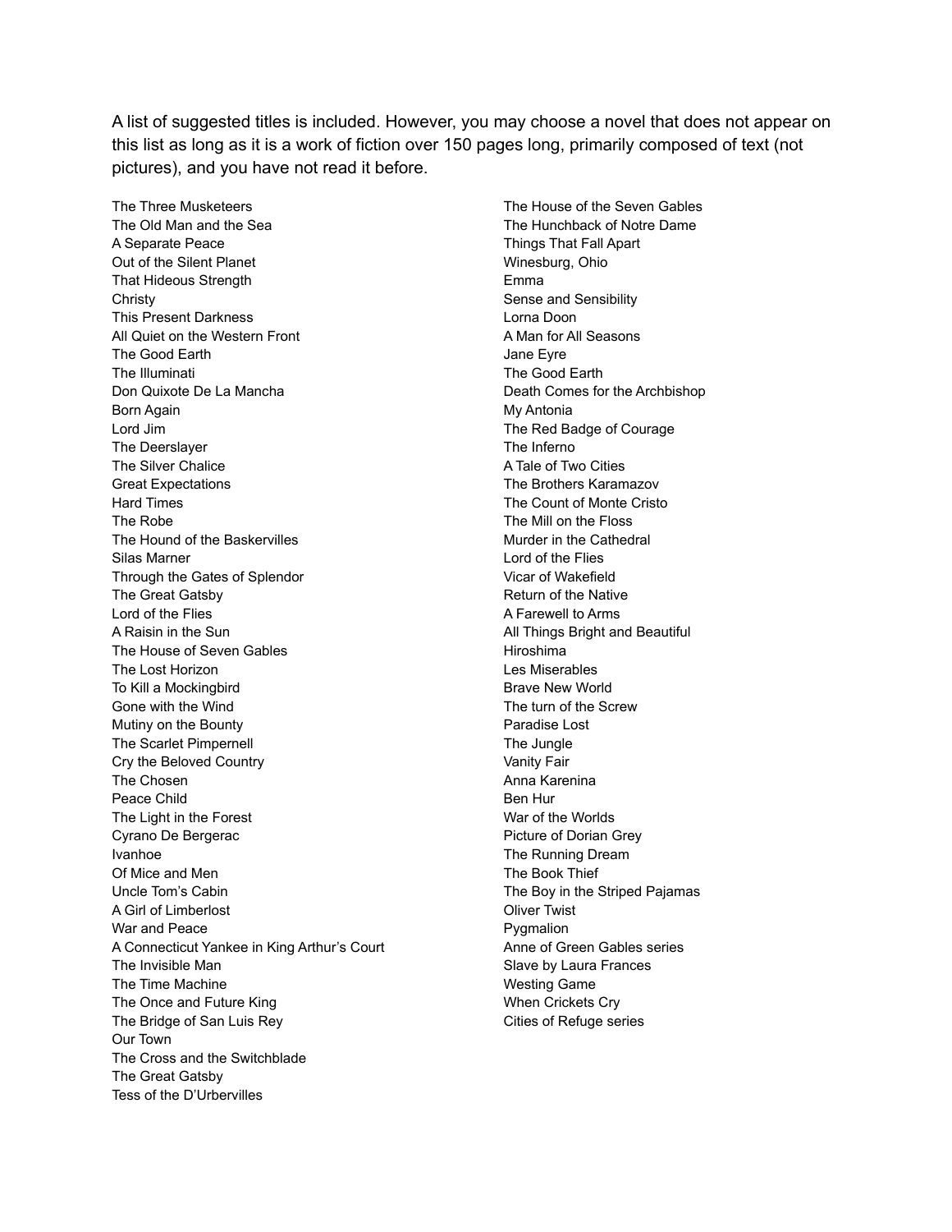A list of suggested titles is included. However, you may choose a novel that does not appear on this list as long as it is a work of fiction over 150 pages long, primarily composed of text (not pictures), and you have not read it before.

The Three Musketeers
The Old Man and the Sea
A Separate Peace
Out of the Silent Planet
That Hideous Strength
Christy
This Present Darkness
All Quiet on the Western Front
The Good Earth
The Illuminati
Don Quixote De La Mancha
Born Again
Lord Jim
The Deerslayer
The Silver Chalice
Great Expectations
Hard Times
The Robe
The Hound of the Baskervilles
Silas Marner
Through the Gates of Splendor
The Great Gatsby
Lord of the Flies
A Raisin in the Sun
The House of Seven Gables
The Lost Horizon
To Kill a Mockingbird
Gone with the Wind
Mutiny on the Bounty
The Scarlet Pimpernell
Cry the Beloved Country
The Chosen
Peace Child
The Light in the Forest
Cyrano De Bergerac
Ivanhoe
Of Mice and Men
Uncle Tom's Cabin
A Girl of Limberlost
War and Peace
A Connecticut Yankee in King Arthur's Court
The Invisible Man
The Time Machine
The Once and Future King
The Bridge of San Luis Rey
Our Town
The Cross and the Switchblade
The Great Gatsby
Tess of the D'Urbervilles
The House of the Seven Gables
The Hunchback of Notre Dame
Things That Fall Apart
Winesburg, Ohio
Emma
Sense and Sensibility
Lorna Doon
A Man for All Seasons
Jane Eyre
The Good Earth
Death Comes for the Archbishop
My Antonia
The Red Badge of Courage
The Inferno
A Tale of Two Cities
The Brothers Karamazov
The Count of Monte Cristo
The Mill on the Floss
Murder in the Cathedral
Lord of the Flies
Vicar of Wakefield
Return of the Native
A Farewell to Arms
All Things Bright and Beautiful
Hiroshima
Les Miserables
Brave New World
The turn of the Screw
Paradise Lost
The Jungle
Vanity Fair
Anna Karenina
Ben Hur
War of the Worlds
Picture of Dorian Grey
The Running Dream
The Book Thief
The Boy in the Striped Pajamas
Oliver Twist
Pygmalion
Anne of Green Gables series
Slave by Laura Frances
Westing Game
When Crickets Cry
Cities of Refuge series